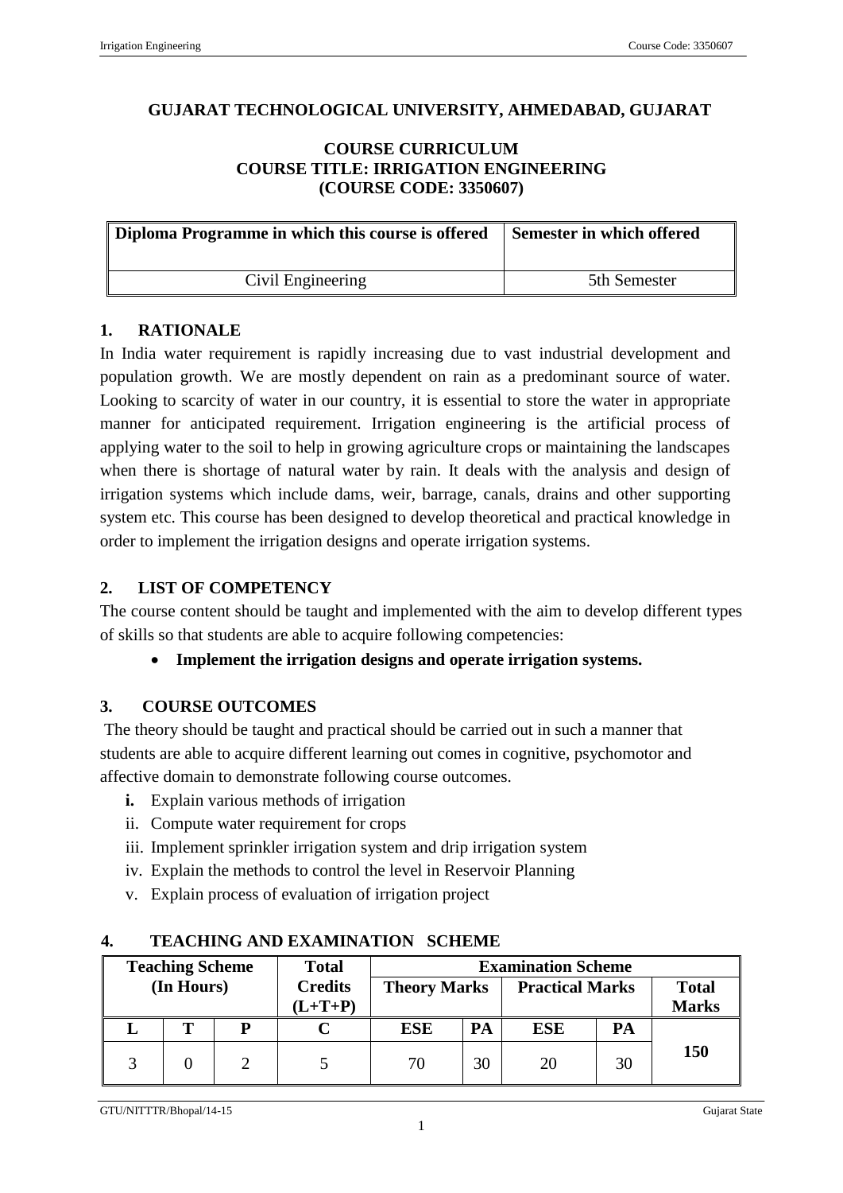# GUJARAT TECHNOLOGICAL UNIVERSITY, AHMEDABAD, GUJARAT

## COURSE CURRICULUM
## COURSE TITLE: IRRIGATION ENGINEERING
## (COURSE CODE: 3350607)

| Diploma Programme in which this course is offered | Semester in which offered |
|---|---|
| Civil Engineering | 5th Semester |

## 1. RATIONALE

In India water requirement is rapidly increasing due to vast industrial development and population growth. We are mostly dependent on rain as a predominant source of water. Looking to scarcity of water in our country, it is essential to store the water in appropriate manner for anticipated requirement. Irrigation engineering is the artificial process of applying water to the soil to help in growing agriculture crops or maintaining the landscapes when there is shortage of natural water by rain. It deals with the analysis and design of irrigation systems which include dams, weir, barrage, canals, drains and other supporting system etc. This course has been designed to develop theoretical and practical knowledge in order to implement the irrigation designs and operate irrigation systems.

## 2. LIST OF COMPETENCY

The course content should be taught and implemented with the aim to develop different types of skills so that students are able to acquire following competencies:

- **Implement the irrigation designs and operate irrigation systems.**

## 3. COURSE OUTCOMES

The theory should be taught and practical should be carried out in such a manner that students are able to acquire different learning out comes in cognitive, psychomotor and affective domain to demonstrate following course outcomes.

i. Explain various methods of irrigation
ii. Compute water requirement for crops
iii. Implement sprinkler irrigation system and drip irrigation system
iv. Explain the methods to control the level in Reservoir Planning
v. Explain process of evaluation of irrigation project

## 4. TEACHING AND EXAMINATION SCHEME

| Teaching Scheme (In Hours) | | | Total Credits (L+T+P) | Examination Scheme | | | | |
|---|---|---|---|---|---|---|---|---|
| | | | | Theory Marks | | Practical Marks | | Total Marks |
| L | T | P | C | ESE | PA | ESE | PA | |
| 3 | 0 | 2 | 5 | 70 | 30 | 20 | 30 | 150 |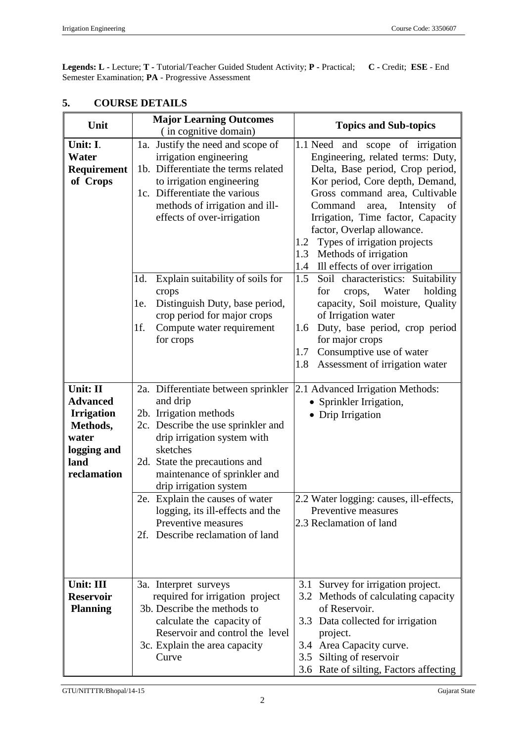**Legends: L** - Lecture; **T** - Tutorial/Teacher Guided Student Activity; **P** - Practical; **C** - Credit; **ESE** - End Semester Examination; **PA** - Progressive Assessment

## 5. COURSE DETAILS

| Unit | Major Learning Outcomes (in cognitive domain) | Topics and Sub-topics |
|---|---|---|
| **Unit: I. Water Requirement of Crops** | 1a. Justify the need and scope of irrigation engineering<br>1b. Differentiate the terms related to irrigation engineering<br>1c. Differentiate the various methods of irrigation and ill-effects of over-irrigation | 1.1 Need and scope of irrigation Engineering, related terms: Duty, Delta, Base period, Crop period, Kor period, Core depth, Demand, Gross command area, Cultivable Command area, Intensity of Irrigation, Time factor, Capacity factor, Overlap allowance.<br>1.2 Types of irrigation projects<br>1.3 Methods of irrigation<br>1.4 Ill effects of over irrigation |
| | 1d. Explain suitability of soils for crops<br>1e. Distinguish Duty, base period, crop period for major crops<br>1f. Compute water requirement for crops | 1.5 Soil characteristics: Suitability for crops, Water holding capacity, Soil moisture, Quality of Irrigation water<br>1.6 Duty, base period, crop period for major crops<br>1.7 Consumptive use of water<br>1.8 Assessment of irrigation water |
| **Unit: II Advanced Irrigation Methods, water logging and land reclamation** | 2a. Differentiate between sprinkler and drip<br>2b. Irrigation methods<br>2c. Describe the use sprinkler and drip irrigation system with sketches<br>2d. State the precautions and maintenance of sprinkler and drip irrigation system | 2.1 Advanced Irrigation Methods:<br>• Sprinkler Irrigation,<br>• Drip Irrigation |
| | 2e. Explain the causes of water logging, its ill-effects and the Preventive measures<br>2f. Describe reclamation of land | 2.2 Water logging: causes, ill-effects, Preventive measures<br>2.3 Reclamation of land |
| **Unit: III Reservoir Planning** | 3a. Interpret surveys required for irrigation project<br>3b. Describe the methods to calculate the capacity of Reservoir and control the level<br>3c. Explain the area capacity Curve | 3.1 Survey for irrigation project.<br>3.2 Methods of calculating capacity of Reservoir.<br>3.3 Data collected for irrigation project.<br>3.4 Area Capacity curve.<br>3.5 Silting of reservoir<br>3.6 Rate of silting, Factors affecting |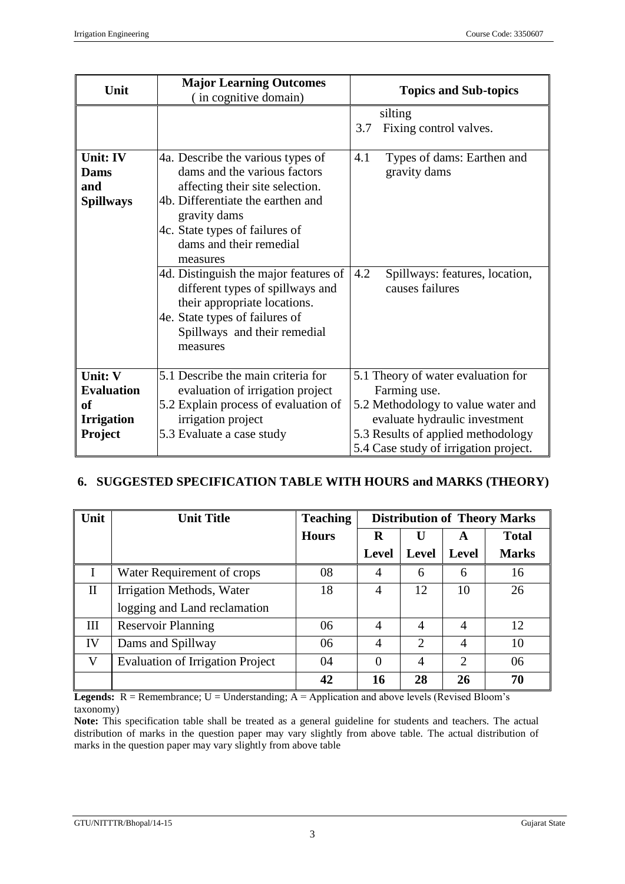| Unit | Major Learning Outcomes (in cognitive domain) | Topics and Sub-topics |
|---|---|---|
| | | silting<br>3.7 Fixing control valves. |
| **Unit: IV Dams and Spillways** | 4a. Describe the various types of dams and the various factors affecting their site selection.<br>4b. Differentiate the earthen and gravity dams<br>4c. State types of failures of dams and their remedial measures | 4.1 Types of dams: Earthen and gravity dams |
| | 4d. Distinguish the major features of different types of spillways and their appropriate locations.<br>4e. State types of failures of Spillways and their remedial measures | 4.2 Spillways: features, location, causes failures |
| **Unit: V Evaluation of Irrigation Project** | 5.1 Describe the main criteria for evaluation of irrigation project<br>5.2 Explain process of evaluation of irrigation project<br>5.3 Evaluate a case study | 5.1 Theory of water evaluation for Farming use.<br>5.2 Methodology to value water and evaluate hydraulic investment<br>5.3 Results of applied methodology<br>5.4 Case study of irrigation project. |

## 6. SUGGESTED SPECIFICATION TABLE WITH HOURS and MARKS (THEORY)

| Unit | Unit Title | Teaching Hours | Distribution of Theory Marks | | | |
|---|---|---|---|---|---|---|
| | | | R Level | U Level | A Level | Total Marks |
| I | Water Requirement of crops | 08 | 4 | 6 | 6 | 16 |
| II | Irrigation Methods, Water logging and Land reclamation | 18 | 4 | 12 | 10 | 26 |
| III | Reservoir Planning | 06 | 4 | 4 | 4 | 12 |
| IV | Dams and Spillway | 06 | 4 | 2 | 4 | 10 |
| V | Evaluation of Irrigation Project | 04 | 0 | 4 | 2 | 06 |
| | | **42** | **16** | **28** | **26** | **70** |

**Legends:** R = Remembrance; U = Understanding; A = Application and above levels (Revised Bloom's taxonomy)

**Note:** This specification table shall be treated as a general guideline for students and teachers. The actual distribution of marks in the question paper may vary slightly from above table. The actual distribution of marks in the question paper may vary slightly from above table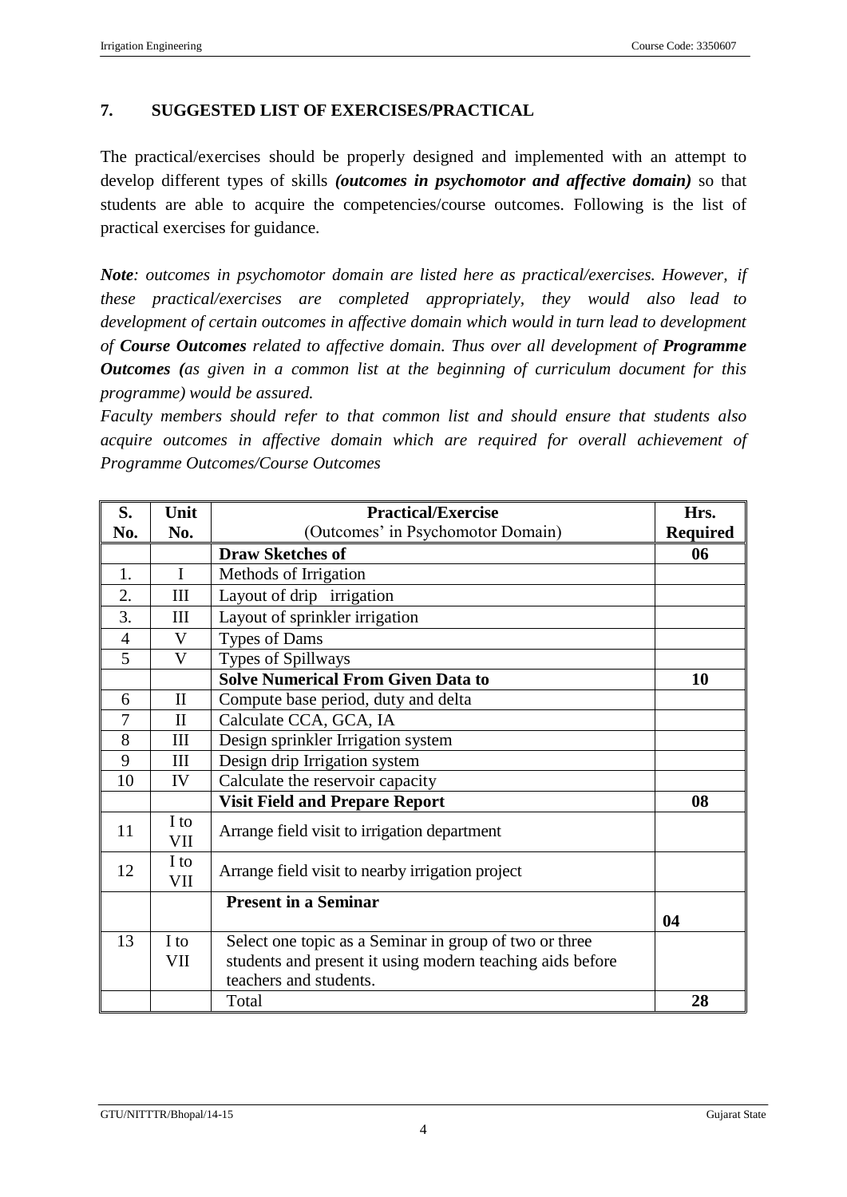## 7. SUGGESTED LIST OF EXERCISES/PRACTICAL

The practical/exercises should be properly designed and implemented with an attempt to develop different types of skills ***(outcomes in psychomotor and affective domain)*** so that students are able to acquire the competencies/course outcomes. Following is the list of practical exercises for guidance.

***Note****: outcomes in psychomotor domain are listed here as practical/exercises. However, if these practical/exercises are completed appropriately, they would also lead to development of certain outcomes in affective domain which would in turn lead to development of* ***Course Outcomes*** *related to affective domain. Thus over all development of* ***Programme Outcomes (****as given in a common list at the beginning of curriculum document for this programme) would be assured.*

*Faculty members should refer to that common list and should ensure that students also acquire outcomes in affective domain which are required for overall achievement of Programme Outcomes/Course Outcomes*

| S. No. | Unit No. | Practical/Exercise (Outcomes' in Psychomotor Domain) | Hrs. Required |
|---|---|---|---|
| | | **Draw Sketches of** | **06** |
| 1. | I | Methods of Irrigation | |
| 2. | III | Layout of drip irrigation | |
| 3. | III | Layout of sprinkler irrigation | |
| 4 | V | Types of Dams | |
| 5 | V | Types of Spillways | |
| | | **Solve Numerical From Given Data to** | **10** |
| 6 | II | Compute base period, duty and delta | |
| 7 | II | Calculate CCA, GCA, IA | |
| 8 | III | Design sprinkler Irrigation system | |
| 9 | III | Design drip Irrigation system | |
| 10 | IV | Calculate the reservoir capacity | |
| | | **Visit Field and Prepare Report** | **08** |
| 11 | I to VII | Arrange field visit to irrigation department | |
| 12 | I to VII | Arrange field visit to nearby irrigation project | |
| | | **Present in a Seminar** | **04** |
| 13 | I to VII | Select one topic as a Seminar in group of two or three students and present it using modern teaching aids before teachers and students. | |
| | | Total | **28** |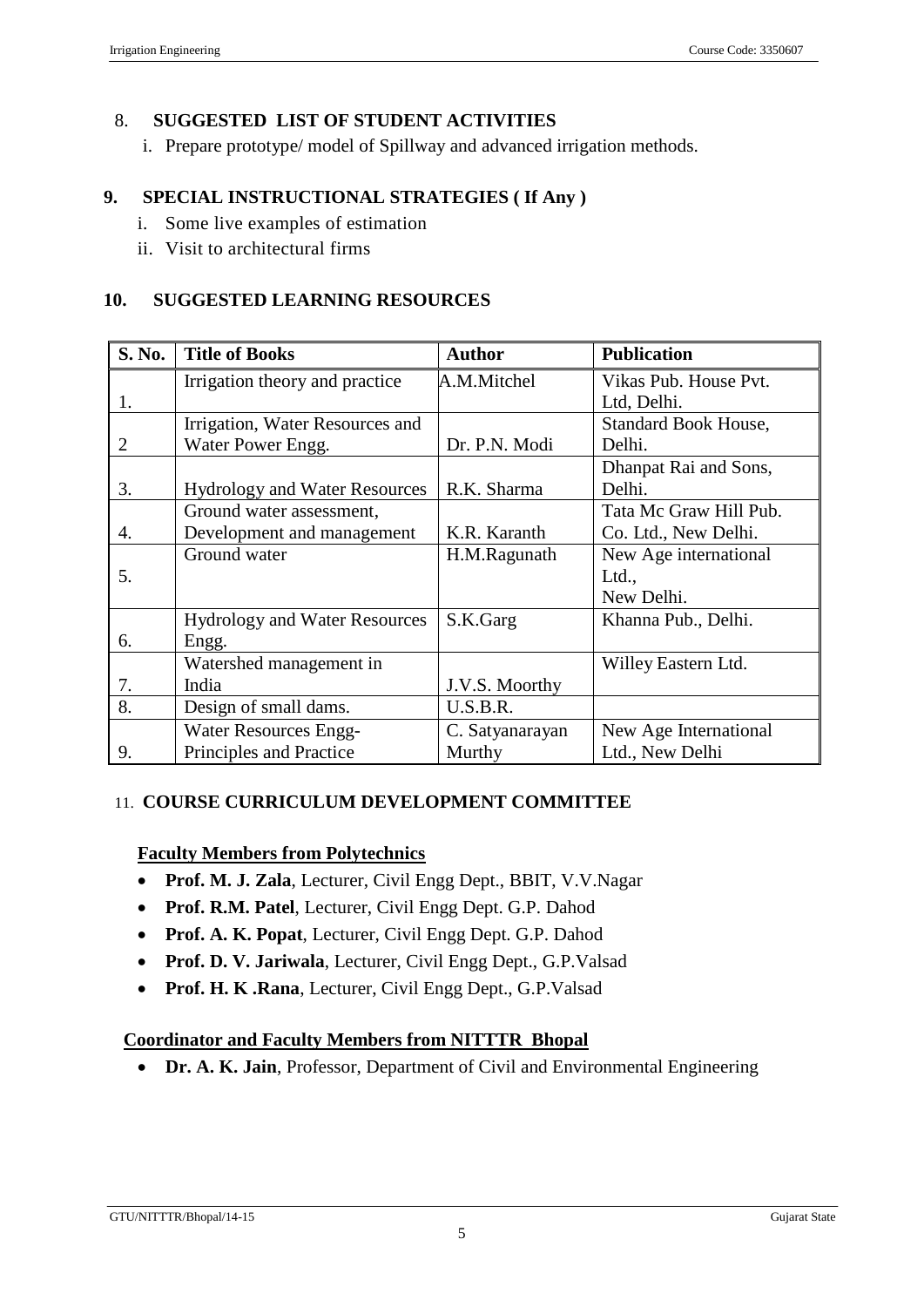## 8. SUGGESTED LIST OF STUDENT ACTIVITIES

i. Prepare prototype/ model of Spillway and advanced irrigation methods.

## 9. SPECIAL INSTRUCTIONAL STRATEGIES ( If Any )

i. Some live examples of estimation
ii. Visit to architectural firms

## 10. SUGGESTED LEARNING RESOURCES

| S. No. | Title of Books | Author | Publication |
|---|---|---|---|
| 1. | Irrigation theory and practice | A.M.Mitchel | Vikas Pub. House Pvt. Ltd, Delhi. |
| 2 | Irrigation, Water Resources and Water Power Engg. | Dr. P.N. Modi | Standard Book House, Delhi. |
| 3. | Hydrology and Water Resources | R.K. Sharma | Dhanpat Rai and Sons, Delhi. |
| 4. | Ground water assessment, Development and management | K.R. Karanth | Tata Mc Graw Hill Pub. Co. Ltd., New Delhi. |
| 5. | Ground water | H.M.Ragunath | New Age international Ltd., New Delhi. |
| 6. | Hydrology and Water Resources Engg. | S.K.Garg | Khanna Pub., Delhi. |
| 7. | Watershed management in India | J.V.S. Moorthy | Willey Eastern Ltd. |
| 8. | Design of small dams. | U.S.B.R. | |
| 9. | Water Resources Engg- Principles and Practice | C. Satyanarayan Murthy | New Age International Ltd., New Delhi |

## 11. COURSE CURRICULUM DEVELOPMENT COMMITTEE

### Faculty Members from Polytechnics

- **Prof. M. J. Zala**, Lecturer, Civil Engg Dept., BBIT, V.V.Nagar
- **Prof. R.M. Patel**, Lecturer, Civil Engg Dept. G.P. Dahod
- **Prof. A. K. Popat**, Lecturer, Civil Engg Dept. G.P. Dahod
- **Prof. D. V. Jariwala**, Lecturer, Civil Engg Dept., G.P.Valsad
- **Prof. H. K .Rana**, Lecturer, Civil Engg Dept., G.P.Valsad

### Coordinator and Faculty Members from NITTTR Bhopal

- **Dr. A. K. Jain**, Professor, Department of Civil and Environmental Engineering